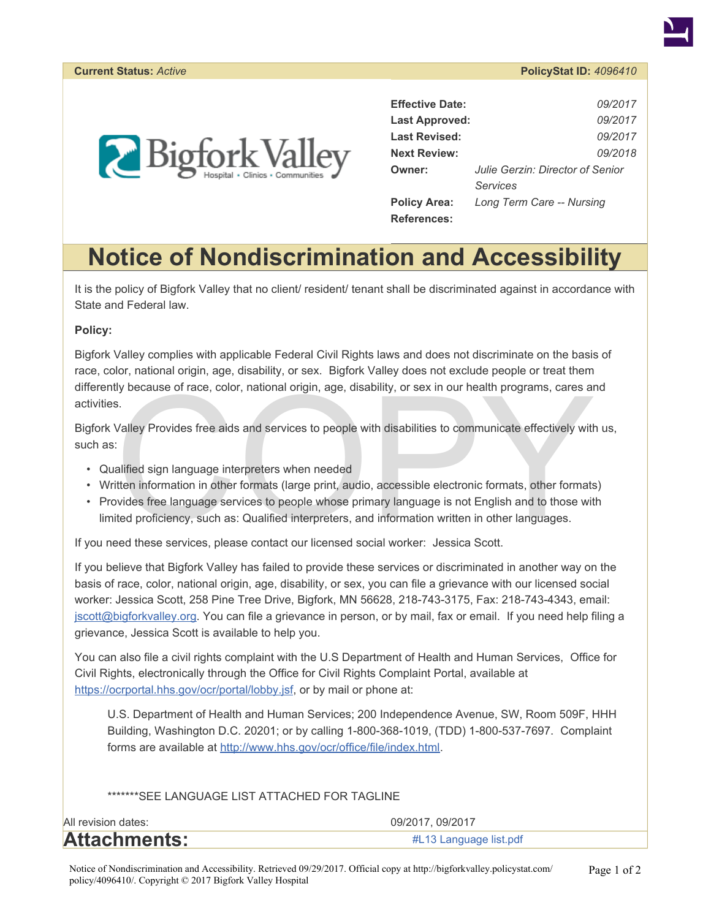**Current Status:** *Active* | **PolicyStat ID:** *4096410*

| | |
|---|---|
| **Effective Date:** | *09/2017* |
| **Last Approved:** | *09/2017* |
| **Last Revised:** | *09/2017* |
| **Next Review:** | *09/2018* |
| **Owner:** | *Julie Gerzin: Director of Senior Services* |
| **Policy Area:** | *Long Term Care -- Nursing* |
| **References:** | |

# Notice of Nondiscrimination and Accessibility

It is the policy of Bigfork Valley that no client/ resident/ tenant shall be discriminated against in accordance with State and Federal law.

**Policy:**

Bigfork Valley complies with applicable Federal Civil Rights laws and does not discriminate on the basis of race, color, national origin, age, disability, or sex. Bigfork Valley does not exclude people or treat them differently because of race, color, national origin, age, disability, or sex in our health programs, cares and activities.

Bigfork Valley Provides free aids and services to people with disabilities to communicate effectively with us, such as:

- Qualified sign language interpreters when needed
- Written information in other formats (large print, audio, accessible electronic formats, other formats)
- Provides free language services to people whose primary language is not English and to those with limited proficiency, such as: Qualified interpreters, and information written in other languages.

If you need these services, please contact our licensed social worker: Jessica Scott.

If you believe that Bigfork Valley has failed to provide these services or discriminated in another way on the basis of race, color, national origin, age, disability, or sex, you can file a grievance with our licensed social worker: Jessica Scott, 258 Pine Tree Drive, Bigfork, MN 56628, 218-743-3175, Fax: 218-743-4343, email: jscott@bigforkvalley.org. You can file a grievance in person, or by mail, fax or email. If you need help filing a grievance, Jessica Scott is available to help you.

You can also file a civil rights complaint with the U.S Department of Health and Human Services, Office for Civil Rights, electronically through the Office for Civil Rights Complaint Portal, available at https://ocrportal.hhs.gov/ocr/portal/lobby.jsf, or by mail or phone at:

> U.S. Department of Health and Human Services; 200 Independence Avenue, SW, Room 509F, HHH Building, Washington D.C. 20201; or by calling 1-800-368-1019, (TDD) 1-800-537-7697. Complaint forms are available at http://www.hhs.gov/ocr/office/file/index.html.

*******SEE LANGUAGE LIST ATTACHED FOR TAGLINE

All revision dates: 09/2017, 09/2017

## Attachments:

#L13 Language list.pdf

Notice of Nondiscrimination and Accessibility. Retrieved 09/29/2017. Official copy at http://bigforkvalley.policystat.com/policy/4096410/. Copyright © 2017 Bigfork Valley Hospital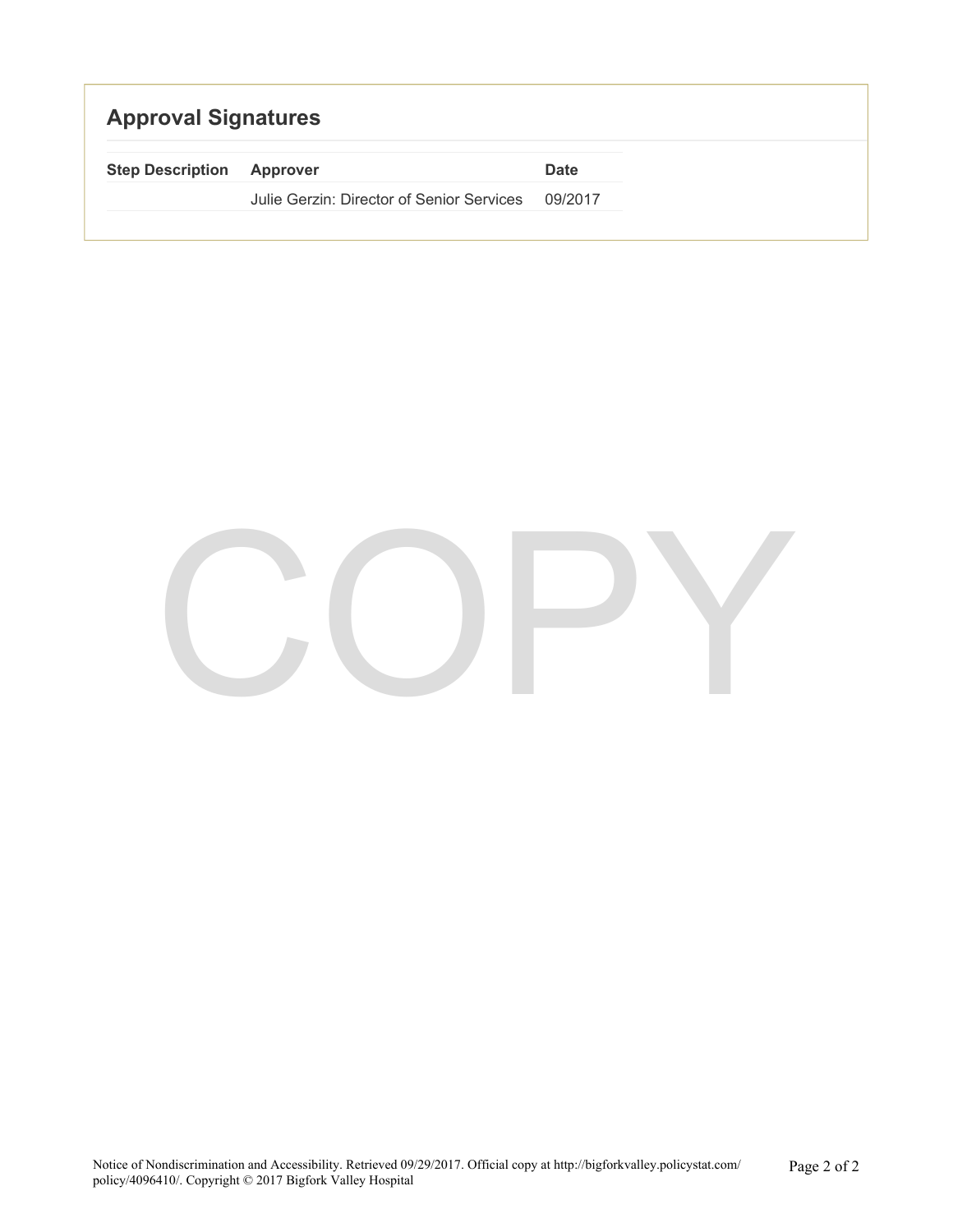## Approval Signatures

| Step Description | Approver | Date |
|---|---|---|
| | Julie Gerzin: Director of Senior Services | 09/2017 |

COPY